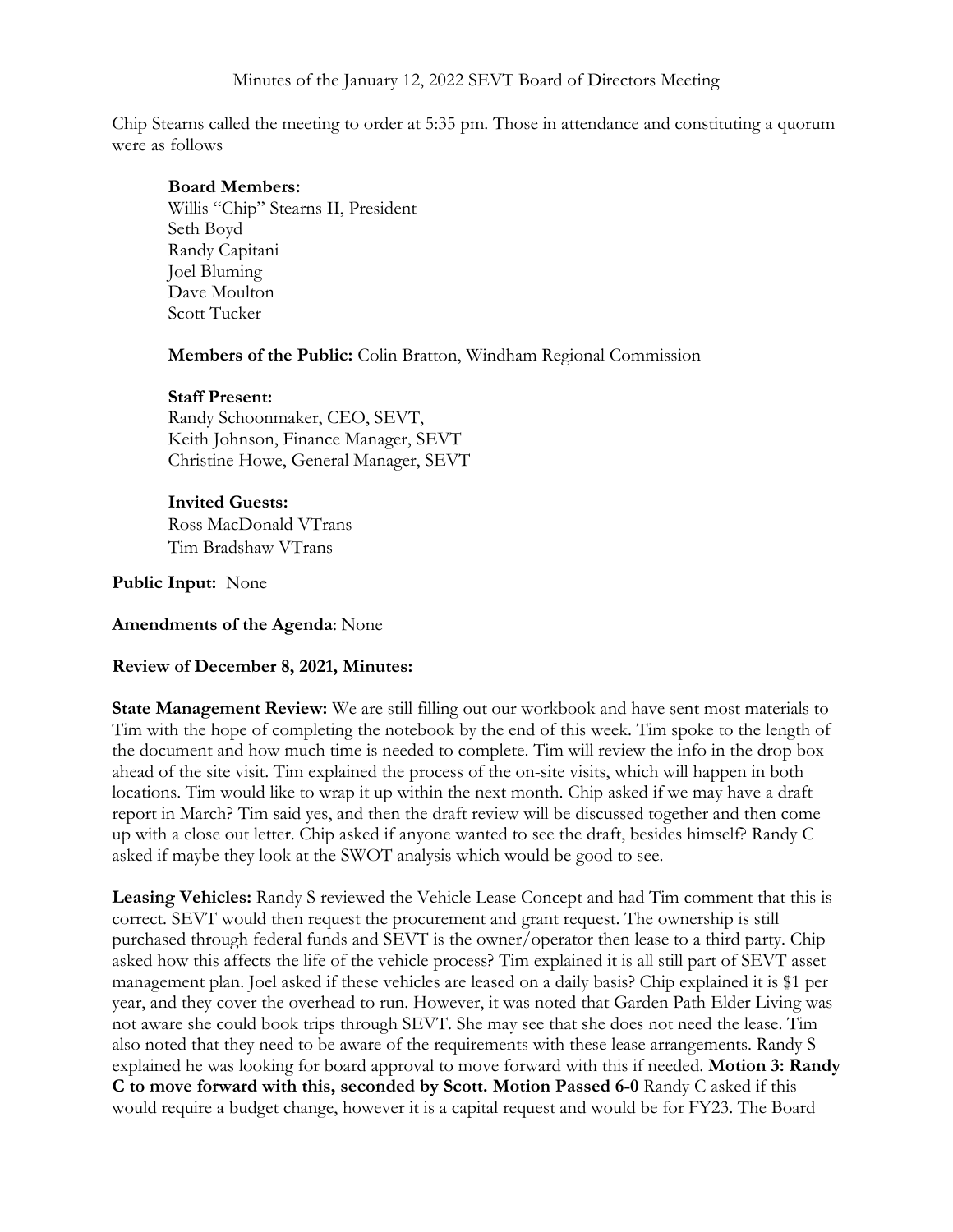Minutes of the January 12, 2022 SEVT Board of Directors Meeting

Chip Stearns called the meeting to order at 5:35 pm. Those in attendance and constituting a quorum were as follows

**Board Members:**
Willis "Chip" Stearns II, President
Seth Boyd
Randy Capitani
Joel Bluming
Dave Moulton
Scott Tucker

**Members of the Public:** Colin Bratton, Windham Regional Commission

**Staff Present:**
Randy Schoonmaker, CEO, SEVT,
Keith Johnson, Finance Manager, SEVT
Christine Howe, General Manager, SEVT

**Invited Guests:**
Ross MacDonald VTrans
Tim Bradshaw VTrans

**Public Input:** None

**Amendments of the Agenda**: None

**Review of December 8, 2021, Minutes:**

**State Management Review:** We are still filling out our workbook and have sent most materials to Tim with the hope of completing the notebook by the end of this week. Tim spoke to the length of the document and how much time is needed to complete. Tim will review the info in the drop box ahead of the site visit. Tim explained the process of the on-site visits, which will happen in both locations. Tim would like to wrap it up within the next month. Chip asked if we may have a draft report in March? Tim said yes, and then the draft review will be discussed together and then come up with a close out letter. Chip asked if anyone wanted to see the draft, besides himself? Randy C asked if maybe they look at the SWOT analysis which would be good to see.

**Leasing Vehicles:** Randy S reviewed the Vehicle Lease Concept and had Tim comment that this is correct. SEVT would then request the procurement and grant request. The ownership is still purchased through federal funds and SEVT is the owner/operator then lease to a third party. Chip asked how this affects the life of the vehicle process? Tim explained it is all still part of SEVT asset management plan. Joel asked if these vehicles are leased on a daily basis? Chip explained it is $1 per year, and they cover the overhead to run. However, it was noted that Garden Path Elder Living was not aware she could book trips through SEVT. She may see that she does not need the lease. Tim also noted that they need to be aware of the requirements with these lease arrangements. Randy S explained he was looking for board approval to move forward with this if needed. **Motion 3: Randy C to move forward with this, seconded by Scott. Motion Passed 6-0** Randy C asked if this would require a budget change, however it is a capital request and would be for FY23. The Board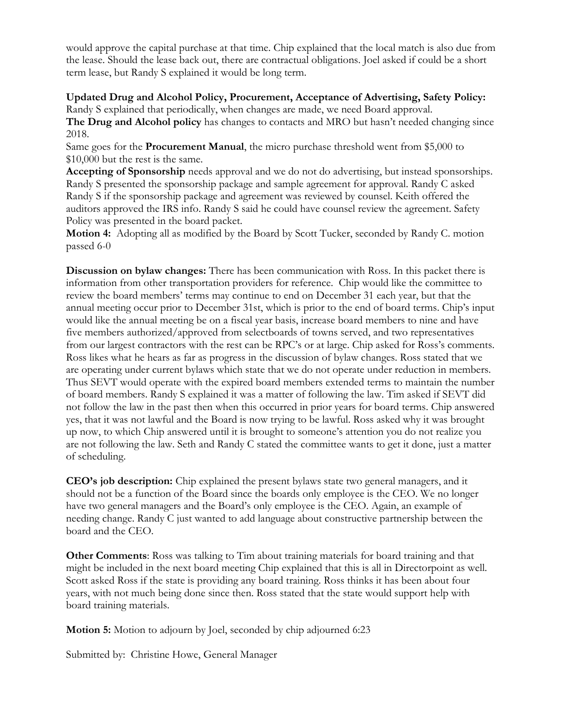would approve the capital purchase at that time. Chip explained that the local match is also due from the lease. Should the lease back out, there are contractual obligations. Joel asked if could be a short term lease, but Randy S explained it would be long term.

**Updated Drug and Alcohol Policy, Procurement, Acceptance of Advertising, Safety Policy:** Randy S explained that periodically, when changes are made, we need Board approval.
**The Drug and Alcohol policy** has changes to contacts and MRO but hasn't needed changing since 2018.
Same goes for the **Procurement Manual**, the micro purchase threshold went from $5,000 to $10,000 but the rest is the same.
**Accepting of Sponsorship** needs approval and we do not do advertising, but instead sponsorships. Randy S presented the sponsorship package and sample agreement for approval. Randy C asked Randy S if the sponsorship package and agreement was reviewed by counsel. Keith offered the auditors approved the IRS info. Randy S said he could have counsel review the agreement. Safety Policy was presented in the board packet.
**Motion 4:** Adopting all as modified by the Board by Scott Tucker, seconded by Randy C. motion passed 6-0

**Discussion on bylaw changes:** There has been communication with Ross. In this packet there is information from other transportation providers for reference. Chip would like the committee to review the board members' terms may continue to end on December 31 each year, but that the annual meeting occur prior to December 31st, which is prior to the end of board terms. Chip's input would like the annual meeting be on a fiscal year basis, increase board members to nine and have five members authorized/approved from selectboards of towns served, and two representatives from our largest contractors with the rest can be RPC's or at large. Chip asked for Ross's comments. Ross likes what he hears as far as progress in the discussion of bylaw changes. Ross stated that we are operating under current bylaws which state that we do not operate under reduction in members. Thus SEVT would operate with the expired board members extended terms to maintain the number of board members. Randy S explained it was a matter of following the law. Tim asked if SEVT did not follow the law in the past then when this occurred in prior years for board terms. Chip answered yes, that it was not lawful and the Board is now trying to be lawful. Ross asked why it was brought up now, to which Chip answered until it is brought to someone's attention you do not realize you are not following the law. Seth and Randy C stated the committee wants to get it done, just a matter of scheduling.

**CEO's job description:** Chip explained the present bylaws state two general managers, and it should not be a function of the Board since the boards only employee is the CEO. We no longer have two general managers and the Board's only employee is the CEO. Again, an example of needing change. Randy C just wanted to add language about constructive partnership between the board and the CEO.

**Other Comments**: Ross was talking to Tim about training materials for board training and that might be included in the next board meeting Chip explained that this is all in Directorpoint as well. Scott asked Ross if the state is providing any board training. Ross thinks it has been about four years, with not much being done since then. Ross stated that the state would support help with board training materials.

**Motion 5:** Motion to adjourn by Joel, seconded by chip adjourned 6:23

Submitted by: Christine Howe, General Manager